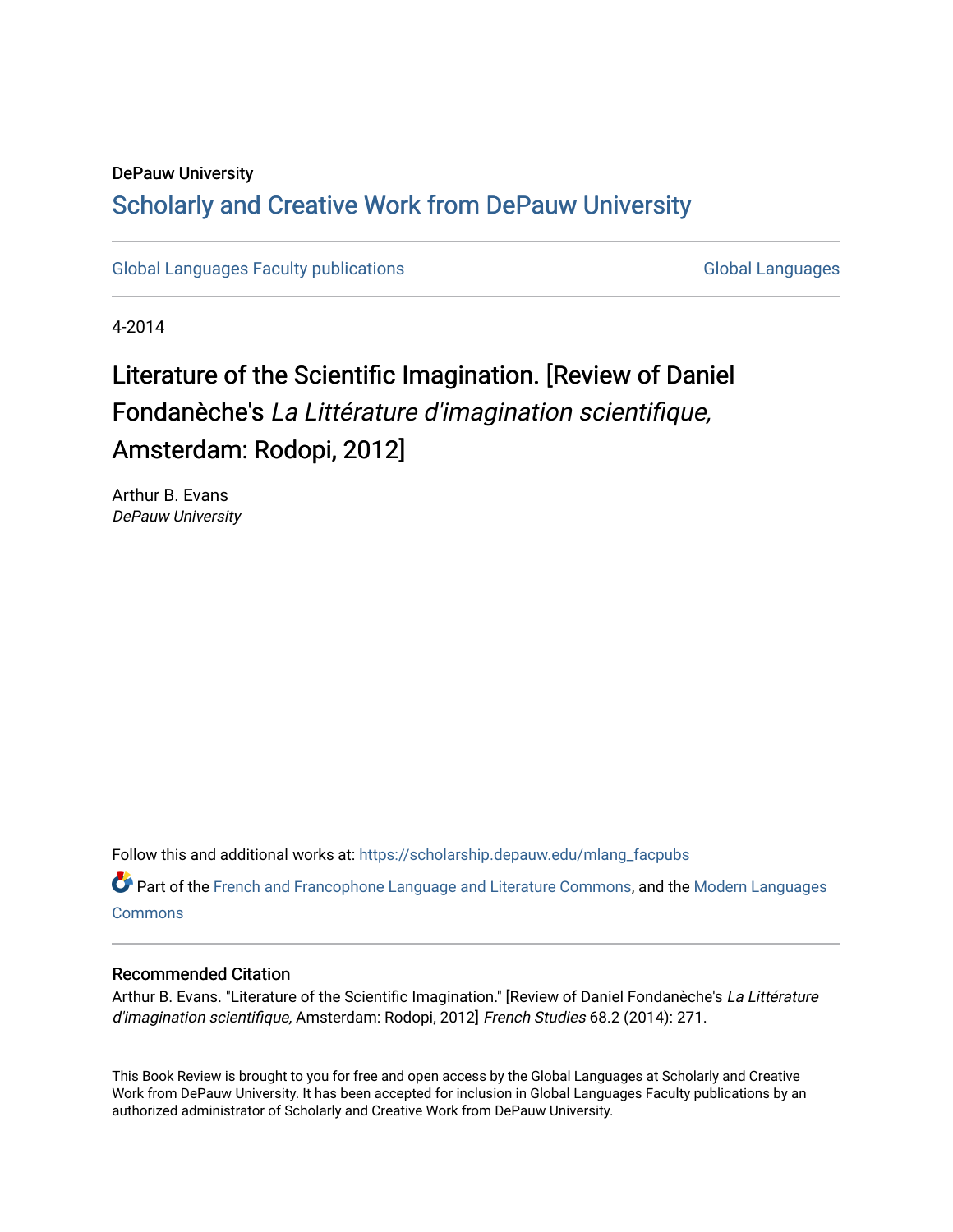DePauw University

# Scholarly and Creative Work from DePauw University

Global Languages Faculty publications

Global Languages

4-2014

## Literature of the Scientific Imagination. [Review of Daniel Fondanèche's *La Littérature d'imagination scientifique,* Amsterdam: Rodopi, 2012]

Arthur B. Evans
*DePauw University*

Follow this and additional works at: https://scholarship.depauw.edu/mlang_facpubs

Part of the French and Francophone Language and Literature Commons, and the Modern Languages Commons

### Recommended Citation

Arthur B. Evans. "Literature of the Scientific Imagination." [Review of Daniel Fondanèche's *La Littérature d'imagination scientifique,* Amsterdam: Rodopi, 2012] *French Studies* 68.2 (2014): 271.

This Book Review is brought to you for free and open access by the Global Languages at Scholarly and Creative Work from DePauw University. It has been accepted for inclusion in Global Languages Faculty publications by an authorized administrator of Scholarly and Creative Work from DePauw University.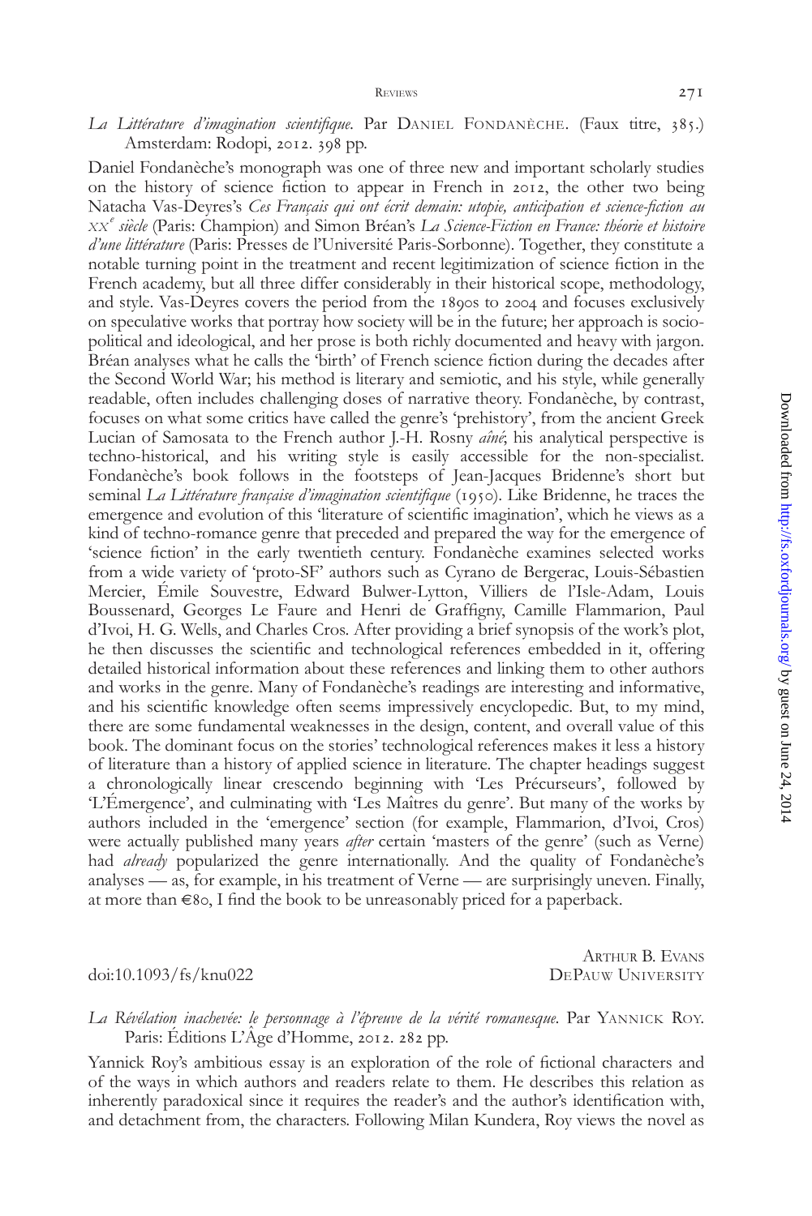*La Littérature d'imagination scientifique*. Par Daniel Fondanèche. (Faux titre, 385.) Amsterdam: Rodopi, 2012. 398 pp.

Daniel Fondanèche's monograph was one of three new and important scholarly studies on the history of science fiction to appear in French in 2012, the other two being Natacha Vas-Deyres's *Ces Français qui ont écrit demain: utopie, anticipation et science-fiction au XX$^e$ siècle* (Paris: Champion) and Simon Bréan's *La Science-Fiction en France: théorie et histoire d'une littérature* (Paris: Presses de l'Université Paris-Sorbonne). Together, they constitute a notable turning point in the treatment and recent legitimization of science fiction in the French academy, but all three differ considerably in their historical scope, methodology, and style. Vas-Deyres covers the period from the 1890s to 2004 and focuses exclusively on speculative works that portray how society will be in the future; her approach is socio-political and ideological, and her prose is both richly documented and heavy with jargon. Bréan analyses what he calls the 'birth' of French science fiction during the decades after the Second World War; his method is literary and semiotic, and his style, while generally readable, often includes challenging doses of narrative theory. Fondanèche, by contrast, focuses on what some critics have called the genre's 'prehistory', from the ancient Greek Lucian of Samosata to the French author J.-H. Rosny *aîné*; his analytical perspective is techno-historical, and his writing style is easily accessible for the non-specialist. Fondanèche's book follows in the footsteps of Jean-Jacques Bridenne's short but seminal *La Littérature française d'imagination scientifique* (1950). Like Bridenne, he traces the emergence and evolution of this 'literature of scientific imagination', which he views as a kind of techno-romance genre that preceded and prepared the way for the emergence of 'science fiction' in the early twentieth century. Fondanèche examines selected works from a wide variety of 'proto-SF' authors such as Cyrano de Bergerac, Louis-Sébastien Mercier, Émile Souvestre, Edward Bulwer-Lytton, Villiers de l'Isle-Adam, Louis Boussenard, Georges Le Faure and Henri de Graffigny, Camille Flammarion, Paul d'Ivoi, H. G. Wells, and Charles Cros. After providing a brief synopsis of the work's plot, he then discusses the scientific and technological references embedded in it, offering detailed historical information about these references and linking them to other authors and works in the genre. Many of Fondanèche's readings are interesting and informative, and his scientific knowledge often seems impressively encyclopedic. But, to my mind, there are some fundamental weaknesses in the design, content, and overall value of this book. The dominant focus on the stories' technological references makes it less a history of literature than a history of applied science in literature. The chapter headings suggest a chronologically linear crescendo beginning with 'Les Précurseurs', followed by 'L'Émergence', and culminating with 'Les Maîtres du genre'. But many of the works by authors included in the 'emergence' section (for example, Flammarion, d'Ivoi, Cros) were actually published many years *after* certain 'masters of the genre' (such as Verne) had *already* popularized the genre internationally. And the quality of Fondanèche's analyses — as, for example, in his treatment of Verne — are surprisingly uneven. Finally, at more than €80, I find the book to be unreasonably priced for a paperback.

Arthur B. Evans
DePauw University

doi:10.1093/fs/knu022

*La Révélation inachevée: le personnage à l'épreuve de la vérité romanesque*. Par Yannick Roy. Paris: Éditions L'Âge d'Homme, 2012. 282 pp.

Yannick Roy's ambitious essay is an exploration of the role of fictional characters and of the ways in which authors and readers relate to them. He describes this relation as inherently paradoxical since it requires the reader's and the author's identification with, and detachment from, the characters. Following Milan Kundera, Roy views the novel as